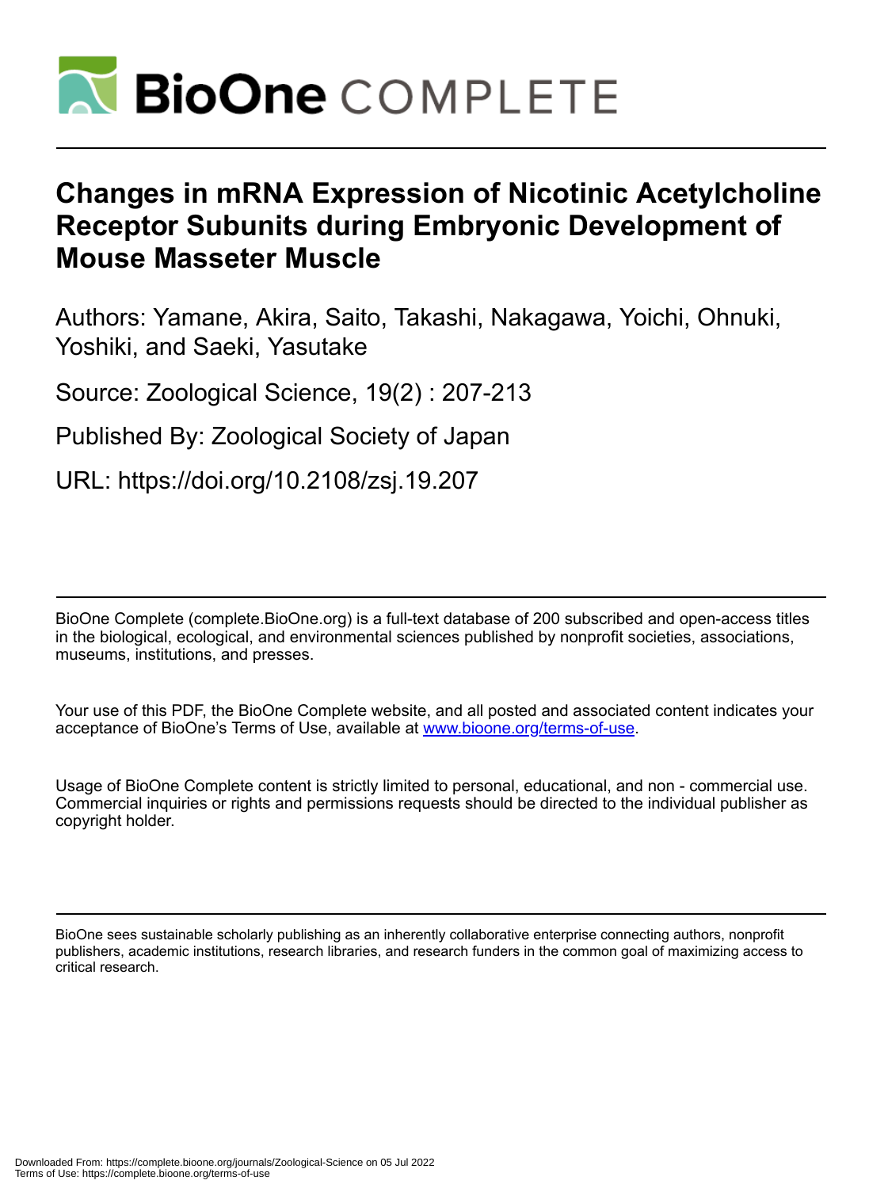# Changes in mRNA Expression of Nicotinic Acetylcholine Receptor Subunits during Embryonic Development of Mouse Masseter Muscle

Authors: Yamane, Akira, Saito, Takashi, Nakagawa, Yoichi, Ohnuki, Yoshiki, and Saeki, Yasutake

Source: Zoological Science, 19(2) : 207-213

Published By: Zoological Society of Japan

URL: https://doi.org/10.2108/zsj.19.207

BioOne Complete (complete.BioOne.org) is a full-text database of 200 subscribed and open-access titles in the biological, ecological, and environmental sciences published by nonprofit societies, associations, museums, institutions, and presses.

Your use of this PDF, the BioOne Complete website, and all posted and associated content indicates your acceptance of BioOne's Terms of Use, available at www.bioone.org/terms-of-use.

Usage of BioOne Complete content is strictly limited to personal, educational, and non - commercial use. Commercial inquiries or rights and permissions requests should be directed to the individual publisher as copyright holder.

BioOne sees sustainable scholarly publishing as an inherently collaborative enterprise connecting authors, nonprofit publishers, academic institutions, research libraries, and research funders in the common goal of maximizing access to critical research.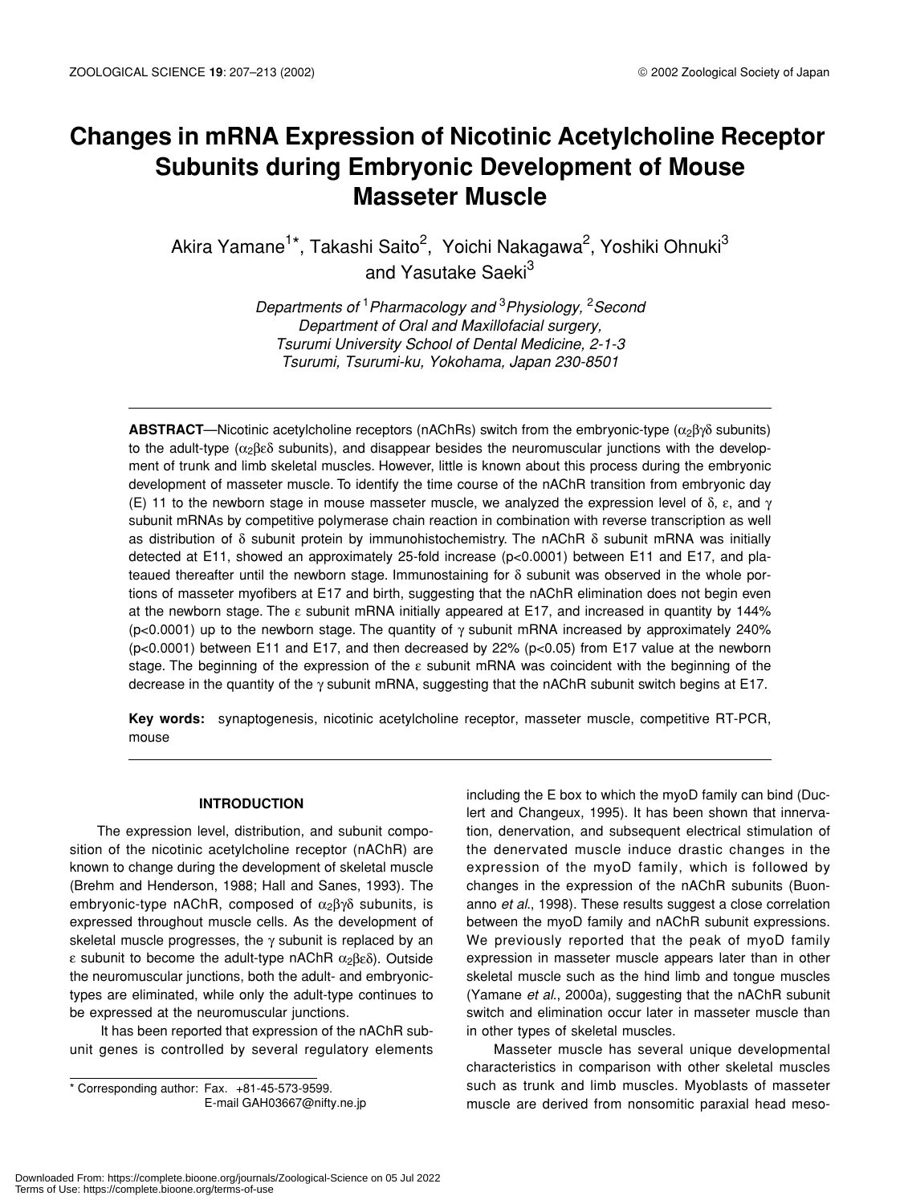# Changes in mRNA Expression of Nicotinic Acetylcholine Receptor Subunits during Embryonic Development of Mouse Masseter Muscle

Akira Yamane[1]*, Takashi Saito[2], Yoichi Nakagawa[2], Yoshiki Ohnuki[3] and Yasutake Saeki[3]

*Departments of [1]Pharmacology and [3]Physiology, [2]Second Department of Oral and Maxillofacial surgery, Tsurumi University School of Dental Medicine, 2-1-3 Tsurumi, Tsurumi-ku, Yokohama, Japan 230-8501*

**ABSTRACT**—Nicotinic acetylcholine receptors (nAChRs) switch from the embryonic-type ($\alpha_2\beta\gamma\delta$ subunits) to the adult-type ($\alpha_2\beta\varepsilon\delta$ subunits), and disappear besides the neuromuscular junctions with the development of trunk and limb skeletal muscles. However, little is known about this process during the embryonic development of masseter muscle. To identify the time course of the nAChR transition from embryonic day (E) 11 to the newborn stage in mouse masseter muscle, we analyzed the expression level of $\delta$, $\varepsilon$, and $\gamma$ subunit mRNAs by competitive polymerase chain reaction in combination with reverse transcription as well as distribution of $\delta$ subunit protein by immunohistochemistry. The nAChR $\delta$ subunit mRNA was initially detected at E11, showed an approximately 25-fold increase ($p<0.0001$) between E11 and E17, and plateaued thereafter until the newborn stage. Immunostaining for $\delta$ subunit was observed in the whole portions of masseter myofibers at E17 and birth, suggesting that the nAChR elimination does not begin even at the newborn stage. The $\varepsilon$ subunit mRNA initially appeared at E17, and increased in quantity by 144% ($p<0.0001$) up to the newborn stage. The quantity of $\gamma$ subunit mRNA increased by approximately 240% ($p<0.0001$) between E11 and E17, and then decreased by 22% ($p<0.05$) from E17 value at the newborn stage. The beginning of the expression of the $\varepsilon$ subunit mRNA was coincident with the beginning of the decrease in the quantity of the $\gamma$ subunit mRNA, suggesting that the nAChR subunit switch begins at E17.

**Key words:** synaptogenesis, nicotinic acetylcholine receptor, masseter muscle, competitive RT-PCR, mouse

## INTRODUCTION

The expression level, distribution, and subunit composition of the nicotinic acetylcholine receptor (nAChR) are known to change during the development of skeletal muscle (Brehm and Henderson, 1988; Hall and Sanes, 1993). The embryonic-type nAChR, composed of $\alpha_2\beta\gamma\delta$ subunits, is expressed throughout muscle cells. As the development of skeletal muscle progresses, the $\gamma$ subunit is replaced by an $\varepsilon$ subunit to become the adult-type nAChR $\alpha_2\beta\varepsilon\delta$). Outside the neuromuscular junctions, both the adult- and embryonic-types are eliminated, while only the adult-type continues to be expressed at the neuromuscular junctions.

It has been reported that expression of the nAChR subunit genes is controlled by several regulatory elements including the E box to which the myoD family can bind (Duclert and Changeux, 1995). It has been shown that innervation, denervation, and subsequent electrical stimulation of the denervated muscle induce drastic changes in the expression of the myoD family, which is followed by changes in the expression of the nAChR subunits (Buonanno *et al*., 1998). These results suggest a close correlation between the myoD family and nAChR subunit expressions. We previously reported that the peak of myoD family expression in masseter muscle appears later than in other skeletal muscle such as the hind limb and tongue muscles (Yamane *et al*., 2000a), suggesting that the nAChR subunit switch and elimination occur later in masseter muscle than in other types of skeletal muscles.

Masseter muscle has several unique developmental characteristics in comparison with other skeletal muscles such as trunk and limb muscles. Myoblasts of masseter muscle are derived from nonsomitic paraxial head meso-

\* Corresponding author: Fax. +81-45-573-9599.
E-mail GAH03667@nifty.ne.jp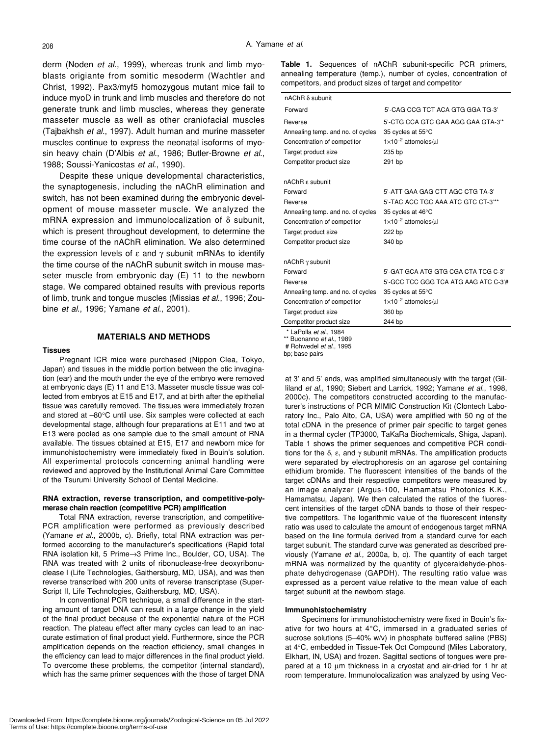derm (Noden *et al*., 1999), whereas trunk and limb myoblasts origiante from somitic mesoderm (Wachtler and Christ, 1992). Pax3/myf5 homozygous mutant mice fail to induce myoD in trunk and limb muscles and therefore do not generate trunk and limb muscles, whereas they generate masseter muscle as well as other craniofacial muscles (Tajbakhsh *et al*., 1997). Adult human and murine masseter muscles continue to express the neonatal isoforms of myosin heavy chain (D'Albis *et al*., 1986; Butler-Browne *et al*., 1988; Soussi-Yanicostas *et al*., 1990).

Despite these unique developmental characteristics, the synaptogenesis, including the nAChR elimination and switch, has not been examined during the embryonic development of mouse masseter muscle. We analyzed the mRNA expression and immunolocalization of δ subunit, which is present throughout development, to determine the time course of the nAChR elimination. We also determined the expression levels of ε and γ subunit mRNAs to identify the time course of the nAChR subunit switch in mouse masseter muscle from embryonic day (E) 11 to the newborn stage. We compared obtained results with previous reports of limb, trunk and tongue muscles (Missias *et al*., 1996; Zoubine *et al*., 1996; Yamane *et al*., 2001).

## MATERIALS AND METHODS

### Tissues

Pregnant ICR mice were purchased (Nippon Clea, Tokyo, Japan) and tissues in the middle portion between the otic invagination (ear) and the mouth under the eye of the embryo were removed at embryonic days (E) 11 and E13. Masseter muscle tissue was collected from embryos at E15 and E17, and at birth after the epithelial tissue was carefully removed. The tissues were immediately frozen and stored at –80°C until use. Six samples were collected at each developmental stage, although four preparations at E11 and two at E13 were pooled as one sample due to the small amount of RNA available. The tissues obtained at E15, E17 and newborn mice for immunohistochemistry were immediately fixed in Bouin's solution. All experimental protocols concerning animal handling were reviewed and approved by the Institutional Animal Care Committee of the Tsurumi University School of Dental Medicine.

### RNA extraction, reverse transcription, and competitive-polymerase chain reaction (competitive PCR) amplification

Total RNA extraction, reverse transcription, and competitive-PCR amplification were performed as previously described (Yamane *et al*., 2000b, c). Briefly, total RNA extraction was performed according to the manufacturer's specifications (Rapid total RNA isolation kit, 5 Prime→3 Prime Inc., Boulder, CO, USA). The RNA was treated with 2 units of ribonuclease-free deoxyribonuclease I (Life Technologies, Gaithersburg, MD, USA), and was then reverse transcribed with 200 units of reverse transcriptase (SuperScript II, Life Technologies, Gaithersburg, MD, USA).

In conventional PCR technique, a small difference in the starting amount of target DNA can result in a large change in the yield of the final product because of the exponential nature of the PCR reaction. The plateau effect after many cycles can lead to an inaccurate estimation of final product yield. Furthermore, since the PCR amplification depends on the reaction efficiency, small changes in the efficiency can lead to major differences in the final product yield. To overcome these problems, the competitor (internal standard), which has the same primer sequences with the those of target DNA at 3' and 5' ends, was amplified simultaneously with the target (Gilliland *et al*., 1990; Siebert and Larrick, 1992; Yamane *et al*., 1998, 2000c). The competitors constructed according to the manufacturer's instructions of PCR MIMIC Construction Kit (Clontech Laboratory Inc., Palo Alto, CA, USA) were amplified with 50 ng of the total cDNA in the presence of primer pair specific to target genes in a thermal cycler (TP3000, TaKaRa Biochemicals, Shiga, Japan). Table 1 shows the primer sequences and competitive PCR conditions for the δ, ε, and γ subunit mRNAs. The amplification products were separated by electrophoresis on an agarose gel containing ethidium bromide. The fluorescent intensities of the bands of the target cDNAs and their respective competitors were measured by an image analyzer (Argus-100, Hamamatsu Photonics K.K., Hamamatsu, Japan). We then calculated the ratios of the fluorescent intensities of the target cDNA bands to those of their respective competitors. The logarithmic value of the fluorescent intensity ratio was used to calculate the amount of endogenous target mRNA based on the line formula derived from a standard curve for each target subunit. The standard curve was generated as described previously (Yamane *et al*., 2000a, b, c). The quantity of each target mRNA was normalized by the quantity of glyceraldehyde-phosphate dehydrogenase (GAPDH). The resulting ratio value was expressed as a percent value relative to the mean value of each target subunit at the newborn stage.

**Table 1.** Sequences of nAChR subunit-specific PCR primers, annealing temperature (temp.), number of cycles, concentration of competitors, and product sizes of target and competitor

| | |
|---|---|
| **nAChR δ subunit** | |
| Forward | 5'-CAG CCG TCT ACA GTG GGA TG-3' |
| Reverse | 5'-CTG CCA GTC GAA AGG GAA GTA-3'* |
| Annealing temp. and no. of cycles | 35 cycles at 55°C |
| Concentration of competitor | $1\times10^{-2}$ attomoles/μl |
| Target product size | 235 bp |
| Competitor product size | 291 bp |
| **nAChR ε subunit** | |
| Forward | 5'-ATT GAA GAG CTT AGC CTG TA-3' |
| Reverse | 5'-TAC ACC TGC AAA ATC GTC CT-3'** |
| Annealing temp. and no. of cycles | 35 cycles at 46°C |
| Concentration of competitor | $1\times10^{-2}$ attomoles/μl |
| Target product size | 222 bp |
| Competitor product size | 340 bp |
| **nAChR γ subunit** | |
| Forward | 5'-GAT GCA ATG GTG CGA CTA TCG C-3' |
| Reverse | 5'-GCC TCC GGG TCA ATG AAG ATC C-3'# |
| Annealing temp. and no. of cycles | 35 cycles at 55°C |
| Concentration of competitor | $1\times10^{-2}$ attomoles/μl |
| Target product size | 360 bp |
| Competitor product size | 244 bp |

\* LaPolla *et al*., 1984
\*\* Buonanno *et al*., 1989
\# Rohwedel *et al*., 1995
bp; base pairs

### Immunohistochemistry

Specimens for immunohistochemistry were fixed in Bouin's fixative for two hours at 4°C, immersed in a graduated series of sucrose solutions (5–40% w/v) in phosphate buffered saline (PBS) at 4°C, embedded in Tissue-Tek Oct Compound (Miles Laboratory, Elkhart, IN, USA) and frozen. Sagittal sections of tongues were prepared at a 10 μm thickness in a cryostat and air-dried for 1 hr at room temperature. Immunolocalization was analyzed by using Vec-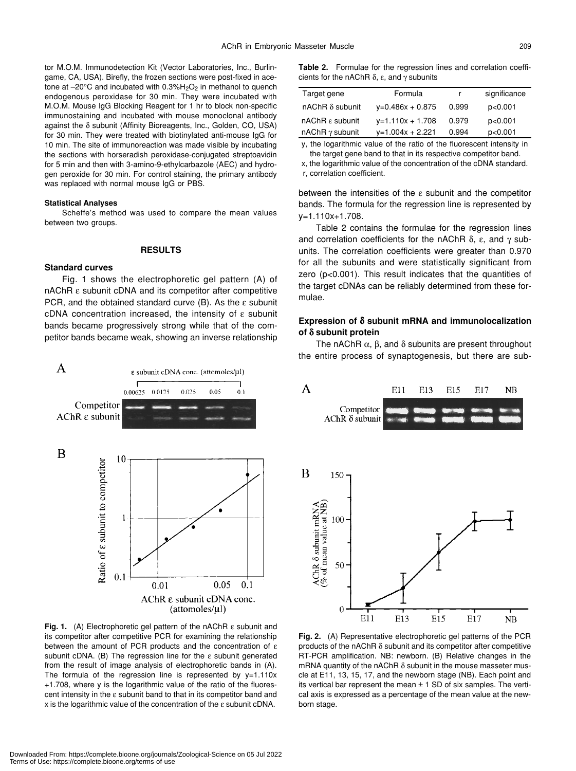tor M.O.M. Immunodetection Kit (Vector Laboratories, Inc., Burlingame, CA, USA). Birefly, the frozen sections were post-fixed in acetone at –20°C and incubated with 0.3%$H_2O_2$ in methanol to quench endogenous peroxidase for 30 min. They were incubated with M.O.M. Mouse IgG Blocking Reagent for 1 hr to block non-specific immunostaining and incubated with mouse monoclonal antibody against the δ subunit (Affinity Bioreagents, Inc., Golden, CO, USA) for 30 min. They were treated with biotinylated anti-mouse IgG for 10 min. The site of immunoreaction was made visible by incubating the sections with horseradish peroxidase-conjugated streptoavidin for 5 min and then with 3-amino-9-ethylcarbazole (AEC) and hydrogen peroxide for 30 min. For control staining, the primary antibody was replaced with normal mouse IgG or PBS.

#### Statistical Analyses

Scheffe's method was used to compare the mean values between two groups.

## RESULTS

### Standard curves

Fig. 1 shows the electrophoretic gel pattern (A) of nAChR ε subunit cDNA and its competitor after competitive PCR, and the obtained standard curve (B). As the ε subunit cDNA concentration increased, the intensity of ε subunit bands became progressively strong while that of the competitor bands became weak, showing an inverse relationship between the intensities of the ε subunit and the competitor bands. The formula for the regression line is represented by y=1.110x+1.708.

**Fig. 1.** (A) Electrophoretic gel pattern of the nAChR ε subunit and its competitor after competitive PCR for examining the relationship between the amount of PCR products and the concentration of ε subunit cDNA. (B) The regression line for the ε subunit generated from the result of image analysis of electrophoretic bands in (A). The formula of the regression line is represented by y=1.110x +1.708, where y is the logarithmic value of the ratio of the fluorescent intensity in the ε subunit band to that in its competitor band and x is the logarithmic value of the concentration of the ε subunit cDNA.

**Table 2.** Formulae for the regression lines and correlation coefficients for the nAChR δ, ε, and γ subunits

| Target gene | Formula | r | significance |
|---|---|---|---|
| nAChR δ subunit | y=0.486x + 0.875 | 0.999 | p<0.001 |
| nAChR ε subunit | y=1.110x + 1.708 | 0.979 | p<0.001 |
| nAChR γ subunit | y=1.004x + 2.221 | 0.994 | p<0.001 |

y, the logarithmic value of the ratio of the fluorescent intensity in the target gene band to that in its respective competitor band.
x, the logarithmic value of the concentration of the cDNA standard.
r, correlation coefficient.

Table 2 contains the formulae for the regression lines and correlation coefficients for the nAChR δ, ε, and γ subunits. The correlation coefficients were greater than 0.970 for all the subunits and were statistically significant from zero ($p<0.001$). This result indicates that the quantities of the target cDNAs can be reliably determined from these formulae.

### Expression of δ subunit mRNA and immunolocalization of δ subunit protein

The nAChR α, β, and δ subunits are present throughout the entire process of synaptogenesis, but there are sub-

**Fig. 2.** (A) Representative electrophoretic gel patterns of the PCR products of the nAChR δ subunit and its competitor after competitive RT-PCR amplification. NB: newborn. (B) Relative changes in the mRNA quantity of the nAChR δ subunit in the mouse masseter muscle at E11, 13, 15, 17, and the newborn stage (NB). Each point and its vertical bar represent the mean ± 1 SD of six samples. The vertical axis is expressed as a percentage of the mean value at the newborn stage.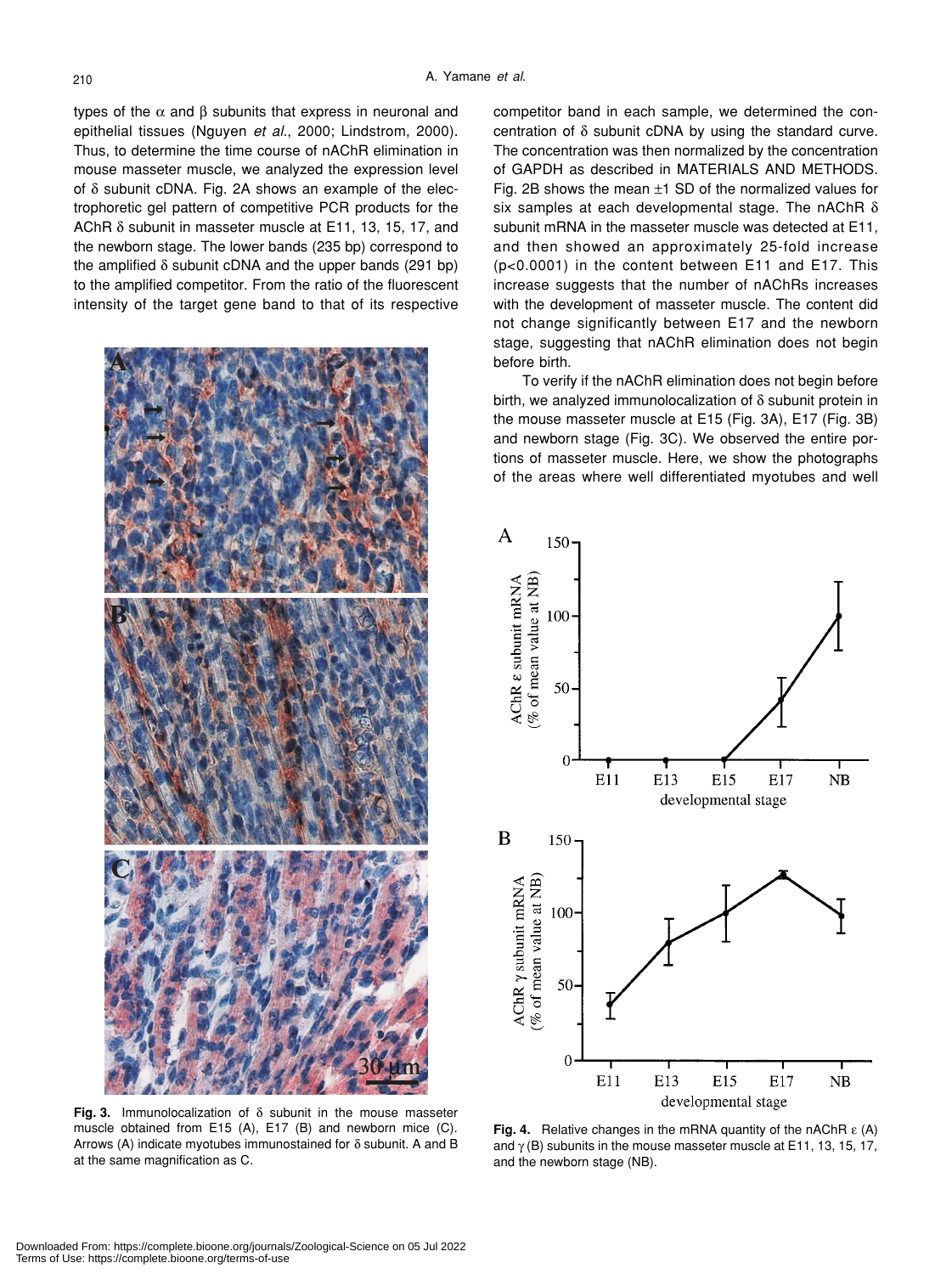types of the α and β subunits that express in neuronal and epithelial tissues (Nguyen *et al*., 2000; Lindstrom, 2000). Thus, to determine the time course of nAChR elimination in mouse masseter muscle, we analyzed the expression level of δ subunit cDNA. Fig. 2A shows an example of the electrophoretic gel pattern of competitive PCR products for the AChR δ subunit in masseter muscle at E11, 13, 15, 17, and the newborn stage. The lower bands (235 bp) correspond to the amplified δ subunit cDNA and the upper bands (291 bp) to the amplified competitor. From the ratio of the fluorescent intensity of the target gene band to that of its respective competitor band in each sample, we determined the concentration of δ subunit cDNA by using the standard curve. The concentration was then normalized by the concentration of GAPDH as described in MATERIALS AND METHODS. Fig. 2B shows the mean ±1 SD of the normalized values for six samples at each developmental stage. The nAChR δ subunit mRNA in the masseter muscle was detected at E11, and then showed an approximately 25-fold increase ($p<0.0001$) in the content between E11 and E17. This increase suggests that the number of nAChRs increases with the development of masseter muscle. The content did not change significantly between E17 and the newborn stage, suggesting that nAChR elimination does not begin before birth.

To verify if the nAChR elimination does not begin before birth, we analyzed immunolocalization of δ subunit protein in the mouse masseter muscle at E15 (Fig. 3A), E17 (Fig. 3B) and newborn stage (Fig. 3C). We observed the entire portions of masseter muscle. Here, we show the photographs of the areas where well differentiated myotubes and well

**Fig. 3.** Immunolocalization of δ subunit in the mouse masseter muscle obtained from E15 (A), E17 (B) and newborn mice (C). Arrows (A) indicate myotubes immunostained for δ subunit. A and B at the same magnification as C.

**Fig. 4.** Relative changes in the mRNA quantity of the nAChR ε (A) and γ (B) subunits in the mouse masseter muscle at E11, 13, 15, 17, and the newborn stage (NB).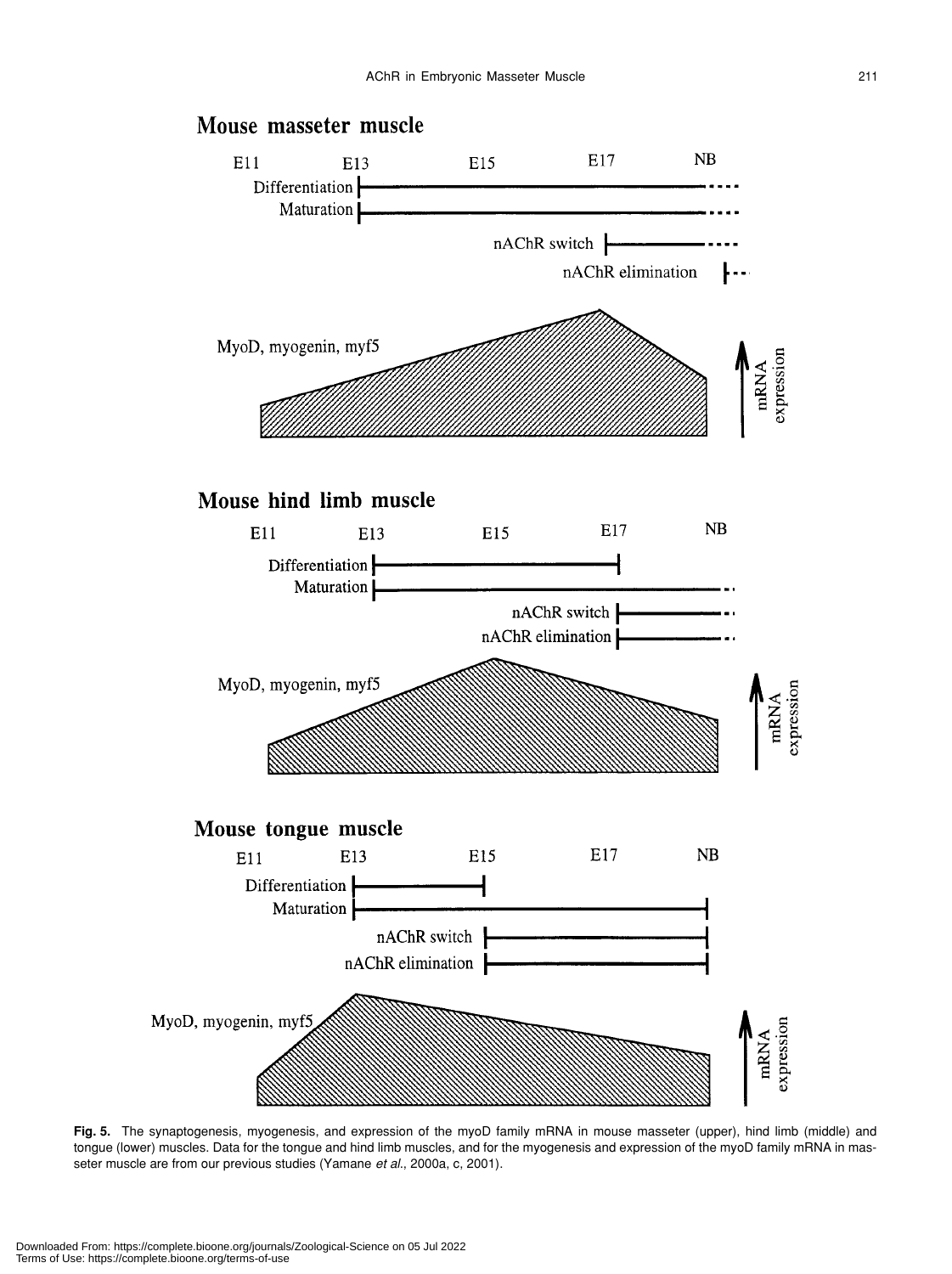**Fig. 5.** The synaptogenesis, myogenesis, and expression of the myoD family mRNA in mouse masseter (upper), hind limb (middle) and tongue (lower) muscles. Data for the tongue and hind limb muscles, and for the myogenesis and expression of the myoD family mRNA in masseter muscle are from our previous studies (Yamane *et al.*, 2000a, c, 2001).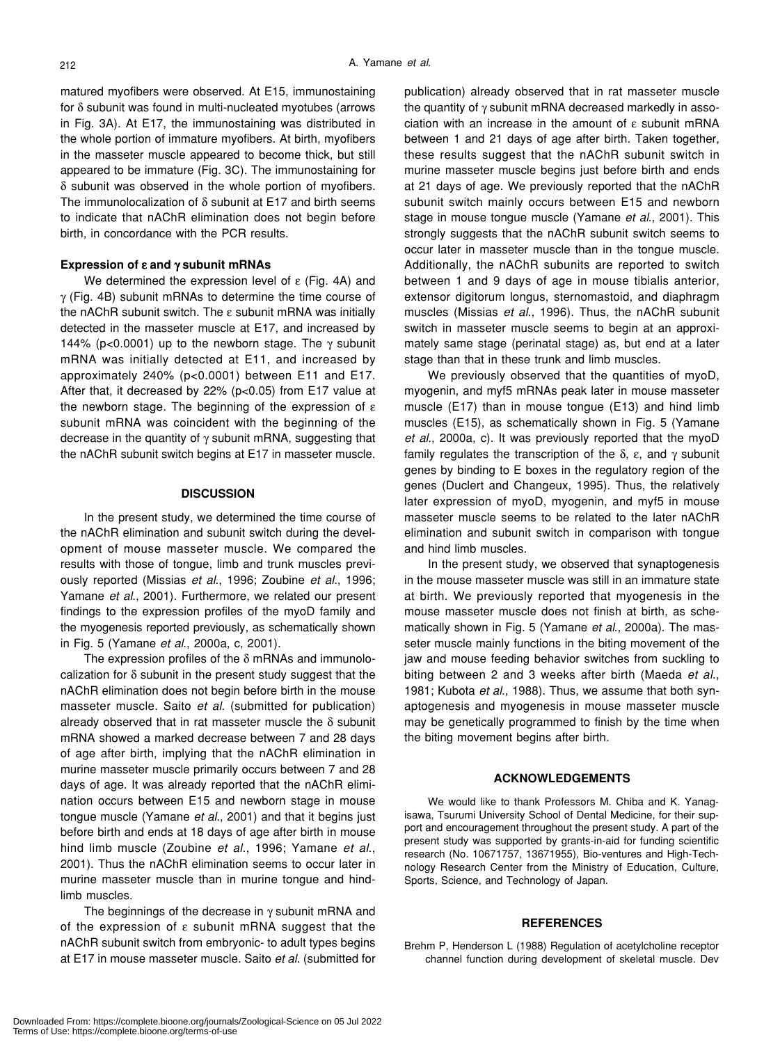matured myofibers were observed. At E15, immunostaining for δ subunit was found in multi-nucleated myotubes (arrows in Fig. 3A). At E17, the immunostaining was distributed in the whole portion of immature myofibers. At birth, myofibers in the masseter muscle appeared to become thick, but still appeared to be immature (Fig. 3C). The immunostaining for δ subunit was observed in the whole portion of myofibers. The immunolocalization of δ subunit at E17 and birth seems to indicate that nAChR elimination does not begin before birth, in concordance with the PCR results.

### Expression of ε and γ subunit mRNAs

We determined the expression level of ε (Fig. 4A) and γ (Fig. 4B) subunit mRNAs to determine the time course of the nAChR subunit switch. The ε subunit mRNA was initially detected in the masseter muscle at E17, and increased by 144% ($p<0.0001$) up to the newborn stage. The γ subunit mRNA was initially detected at E11, and increased by approximately 240% ($p<0.0001$) between E11 and E17. After that, it decreased by 22% ($p<0.05$) from E17 value at the newborn stage. The beginning of the expression of ε subunit mRNA was coincident with the beginning of the decrease in the quantity of γ subunit mRNA, suggesting that the nAChR subunit switch begins at E17 in masseter muscle.

## DISCUSSION

In the present study, we determined the time course of the nAChR elimination and subunit switch during the development of mouse masseter muscle. We compared the results with those of tongue, limb and trunk muscles previously reported (Missias *et al*., 1996; Zoubine *et al*., 1996; Yamane *et al*., 2001). Furthermore, we related our present findings to the expression profiles of the myoD family and the myogenesis reported previously, as schematically shown in Fig. 5 (Yamane *et al*., 2000a, c, 2001).

The expression profiles of the δ mRNAs and immunolocalization for δ subunit in the present study suggest that the nAChR elimination does not begin before birth in the mouse masseter muscle. Saito *et al*. (submitted for publication) already observed that in rat masseter muscle the δ subunit mRNA showed a marked decrease between 7 and 28 days of age after birth, implying that the nAChR elimination in murine masseter muscle primarily occurs between 7 and 28 days of age. It was already reported that the nAChR elimination occurs between E15 and newborn stage in mouse tongue muscle (Yamane *et al*., 2001) and that it begins just before birth and ends at 18 days of age after birth in mouse hind limb muscle (Zoubine *et al*., 1996; Yamane *et al*., 2001). Thus the nAChR elimination seems to occur later in murine masseter muscle than in murine tongue and hindlimb muscles.

The beginnings of the decrease in γ subunit mRNA and of the expression of ε subunit mRNA suggest that the nAChR subunit switch from embryonic- to adult types begins at E17 in mouse masseter muscle. Saito *et al*. (submitted for publication) already observed that in rat masseter muscle the quantity of γ subunit mRNA decreased markedly in association with an increase in the amount of ε subunit mRNA between 1 and 21 days of age after birth. Taken together, these results suggest that the nAChR subunit switch in murine masseter muscle begins just before birth and ends at 21 days of age. We previously reported that the nAChR subunit switch mainly occurs between E15 and newborn stage in mouse tongue muscle (Yamane *et al*., 2001). This strongly suggests that the nAChR subunit switch seems to occur later in masseter muscle than in the tongue muscle. Additionally, the nAChR subunits are reported to switch between 1 and 9 days of age in mouse tibialis anterior, extensor digitorum longus, sternomastoid, and diaphragm muscles (Missias *et al*., 1996). Thus, the nAChR subunit switch in masseter muscle seems to begin at an approximately same stage (perinatal stage) as, but end at a later stage than that in these trunk and limb muscles.

We previously observed that the quantities of myoD, myogenin, and myf5 mRNAs peak later in mouse masseter muscle (E17) than in mouse tongue (E13) and hind limb muscles (E15), as schematically shown in Fig. 5 (Yamane *et al*., 2000a, c). It was previously reported that the myoD family regulates the transcription of the δ, ε, and γ subunit genes by binding to E boxes in the regulatory region of the genes (Duclert and Changeux, 1995). Thus, the relatively later expression of myoD, myogenin, and myf5 in mouse masseter muscle seems to be related to the later nAChR elimination and subunit switch in comparison with tongue and hind limb muscles.

In the present study, we observed that synaptogenesis in the mouse masseter muscle was still in an immature state at birth. We previously reported that myogenesis in the mouse masseter muscle does not finish at birth, as schematically shown in Fig. 5 (Yamane *et al*., 2000a). The masseter muscle mainly functions in the biting movement of the jaw and mouse feeding behavior switches from suckling to biting between 2 and 3 weeks after birth (Maeda *et al*., 1981; Kubota *et al*., 1988). Thus, we assume that both synaptogenesis and myogenesis in mouse masseter muscle may be genetically programmed to finish by the time when the biting movement begins after birth.

## ACKNOWLEDGEMENTS

We would like to thank Professors M. Chiba and K. Yanagisawa, Tsurumi University School of Dental Medicine, for their support and encouragement throughout the present study. A part of the present study was supported by grants-in-aid for funding scientific research (No. 10671757, 13671955), Bio-ventures and High-Technology Research Center from the Ministry of Education, Culture, Sports, Science, and Technology of Japan.

## REFERENCES

Brehm P, Henderson L (1988) Regulation of acetylcholine receptor channel function during development of skeletal muscle. Dev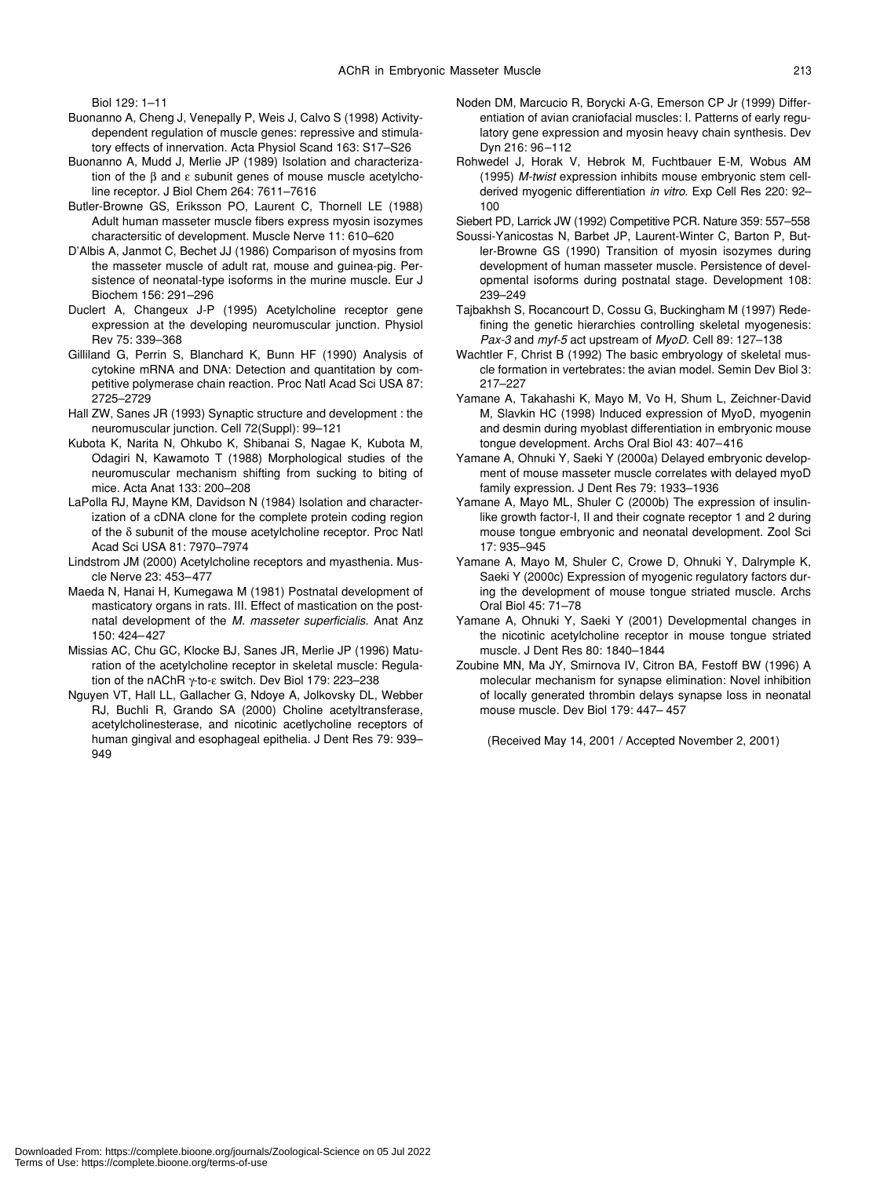Biol 129: 1–11

Buonanno A, Cheng J, Venepally P, Weis J, Calvo S (1998) Activity-dependent regulation of muscle genes: repressive and stimulatory effects of innervation. Acta Physiol Scand 163: S17–S26

Buonanno A, Mudd J, Merlie JP (1989) Isolation and characterization of the β and ε subunit genes of mouse muscle acetylcholine receptor. J Biol Chem 264: 7611–7616

Butler-Browne GS, Eriksson PO, Laurent C, Thornell LE (1988) Adult human masseter muscle fibers express myosin isozymes charactersitic of development. Muscle Nerve 11: 610–620

D'Albis A, Janmot C, Bechet JJ (1986) Comparison of myosins from the masseter muscle of adult rat, mouse and guinea-pig. Persistence of neonatal-type isoforms in the murine muscle. Eur J Biochem 156: 291–296

Duclert A, Changeux J-P (1995) Acetylcholine receptor gene expression at the developing neuromuscular junction. Physiol Rev 75: 339–368

Gilliland G, Perrin S, Blanchard K, Bunn HF (1990) Analysis of cytokine mRNA and DNA: Detection and quantitation by competitive polymerase chain reaction. Proc Natl Acad Sci USA 87: 2725–2729

Hall ZW, Sanes JR (1993) Synaptic structure and development : the neuromuscular junction. Cell 72(Suppl): 99–121

Kubota K, Narita N, Ohkubo K, Shibanai S, Nagae K, Kubota M, Odagiri N, Kawamoto T (1988) Morphological studies of the neuromuscular mechanism shifting from sucking to biting of mice. Acta Anat 133: 200–208

LaPolla RJ, Mayne KM, Davidson N (1984) Isolation and characterization of a cDNA clone for the complete protein coding region of the δ subunit of the mouse acetylcholine receptor. Proc Natl Acad Sci USA 81: 7970–7974

Lindstrom JM (2000) Acetylcholine receptors and myasthenia. Muscle Nerve 23: 453–477

Maeda N, Hanai H, Kumegawa M (1981) Postnatal development of masticatory organs in rats. III. Effect of mastication on the postnatal development of the *M. masseter superficialis*. Anat Anz 150: 424–427

Missias AC, Chu GC, Klocke BJ, Sanes JR, Merlie JP (1996) Maturation of the acetylcholine receptor in skeletal muscle: Regulation of the nAChR γ-to-ε switch. Dev Biol 179: 223–238

Nguyen VT, Hall LL, Gallacher G, Ndoye A, Jolkovsky DL, Webber RJ, Buchli R, Grando SA (2000) Choline acetyltransferase, acetylcholinesterase, and nicotinic acetlycholine receptors of human gingival and esophageal epithelia. J Dent Res 79: 939–949

Noden DM, Marcucio R, Borycki A-G, Emerson CP Jr (1999) Differentiation of avian craniofacial muscles: I. Patterns of early regulatory gene expression and myosin heavy chain synthesis. Dev Dyn 216: 96–112

Rohwedel J, Horak V, Hebrok M, Fuchtbauer E-M, Wobus AM (1995) *M-twist* expression inhibits mouse embryonic stem cell-derived myogenic differentiation *in vitro*. Exp Cell Res 220: 92–100

Siebert PD, Larrick JW (1992) Competitive PCR. Nature 359: 557–558

Soussi-Yanicostas N, Barbet JP, Laurent-Winter C, Barton P, Butler-Browne GS (1990) Transition of myosin isozymes during development of human masseter muscle. Persistence of developmental isoforms during postnatal stage. Development 108: 239–249

Tajbakhsh S, Rocancourt D, Cossu G, Buckingham M (1997) Redefining the genetic hierarchies controlling skeletal myogenesis: *Pax-3* and *myf-5* act upstream of *MyoD*. Cell 89: 127–138

Wachtler F, Christ B (1992) The basic embryology of skeletal muscle formation in vertebrates: the avian model. Semin Dev Biol 3: 217–227

Yamane A, Takahashi K, Mayo M, Vo H, Shum L, Zeichner-David M, Slavkin HC (1998) Induced expression of MyoD, myogenin and desmin during myoblast differentiation in embryonic mouse tongue development. Archs Oral Biol 43: 407–416

Yamane A, Ohnuki Y, Saeki Y (2000a) Delayed embryonic development of mouse masseter muscle correlates with delayed myoD family expression. J Dent Res 79: 1933–1936

Yamane A, Mayo ML, Shuler C (2000b) The expression of insulin-like growth factor-I, II and their cognate receptor 1 and 2 during mouse tongue embryonic and neonatal development. Zool Sci 17: 935–945

Yamane A, Mayo M, Shuler C, Crowe D, Ohnuki Y, Dalrymple K, Saeki Y (2000c) Expression of myogenic regulatory factors during the development of mouse tongue striated muscle. Archs Oral Biol 45: 71–78

Yamane A, Ohnuki Y, Saeki Y (2001) Developmental changes in the nicotinic acetylcholine receptor in mouse tongue striated muscle. J Dent Res 80: 1840–1844

Zoubine MN, Ma JY, Smirnova IV, Citron BA, Festoff BW (1996) A molecular mechanism for synapse elimination: Novel inhibition of locally generated thrombin delays synapse loss in neonatal mouse muscle. Dev Biol 179: 447– 457

(Received May 14, 2001 / Accepted November 2, 2001)